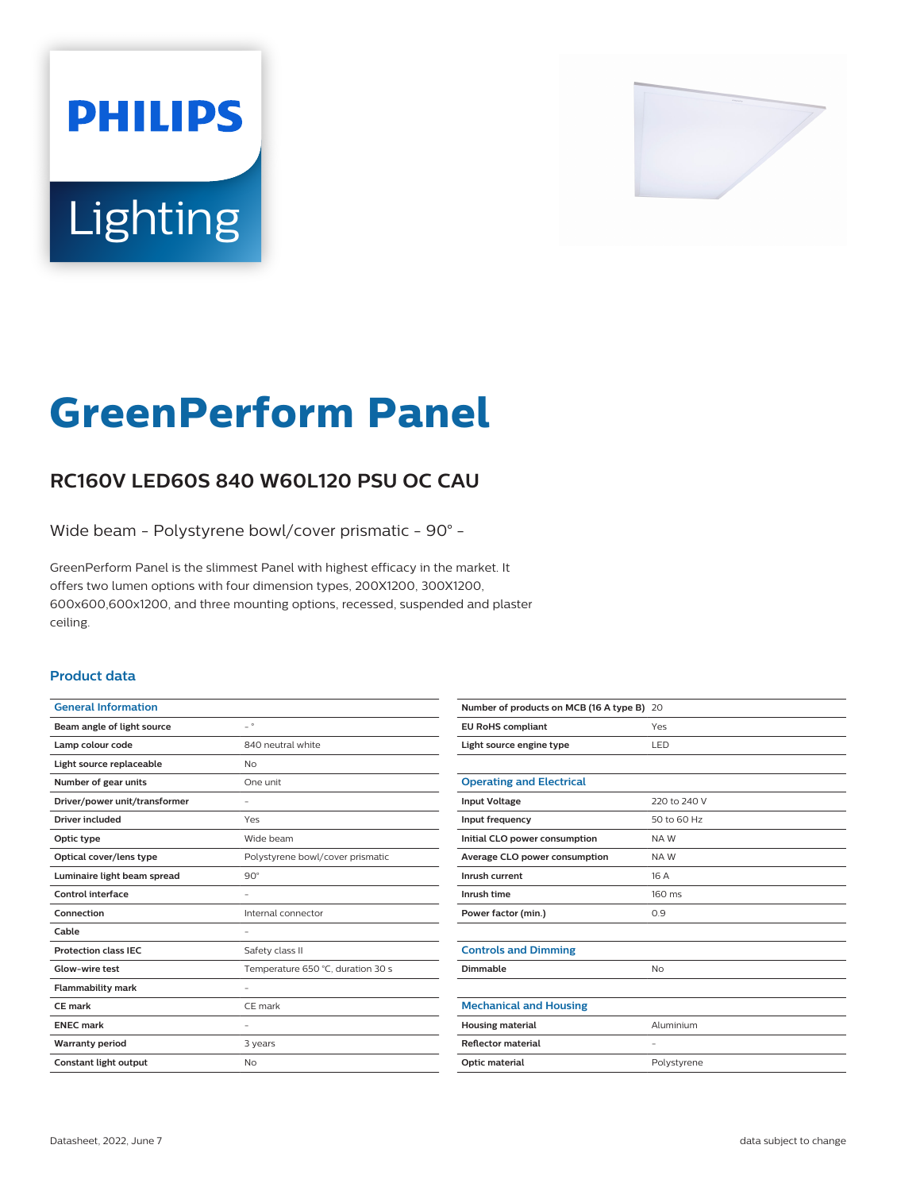# GreenPerform Panel

## RC160V LED60S 840 W60L120 PSU OC CAU

Wide beam - Polystyrene bowl/cover prismatic - 90° -

GreenPerform Panel is the slimmest Panel with highest efficacy in the market. It offers two lumen options with four dimension types, 200X1200, 300X1200, 600x600,600x1200, and three mounting options, recessed, suspended and plaster ceiling.

### Product data

| General Information | |
|---|---|
| Beam angle of light source | - ° |
| Lamp colour code | 840 neutral white |
| Light source replaceable | No |
| Number of gear units | One unit |
| Driver/power unit/transformer | - |
| Driver included | Yes |
| Optic type | Wide beam |
| Optical cover/lens type | Polystyrene bowl/cover prismatic |
| Luminaire light beam spread | 90° |
| Control interface | - |
| Connection | Internal connector |
| Cable | - |
| Protection class IEC | Safety class II |
| Glow-wire test | Temperature 650 °C, duration 30 s |
| Flammability mark | - |
| CE mark | CE mark |
| ENEC mark | - |
| Warranty period | 3 years |
| Constant light output | No |
| Number of products on MCB (16 A type B) | 20 |
| EU RoHS compliant | Yes |
| Light source engine type | LED |

| Operating and Electrical | |
|---|---|
| Input Voltage | 220 to 240 V |
| Input frequency | 50 to 60 Hz |
| Initial CLO power consumption | NA W |
| Average CLO power consumption | NA W |
| Inrush current | 16 A |
| Inrush time | 160 ms |
| Power factor (min.) | 0.9 |

| Controls and Dimming | |
|---|---|
| Dimmable | No |

| Mechanical and Housing | |
|---|---|
| Housing material | Aluminium |
| Reflector material | - |
| Optic material | Polystyrene |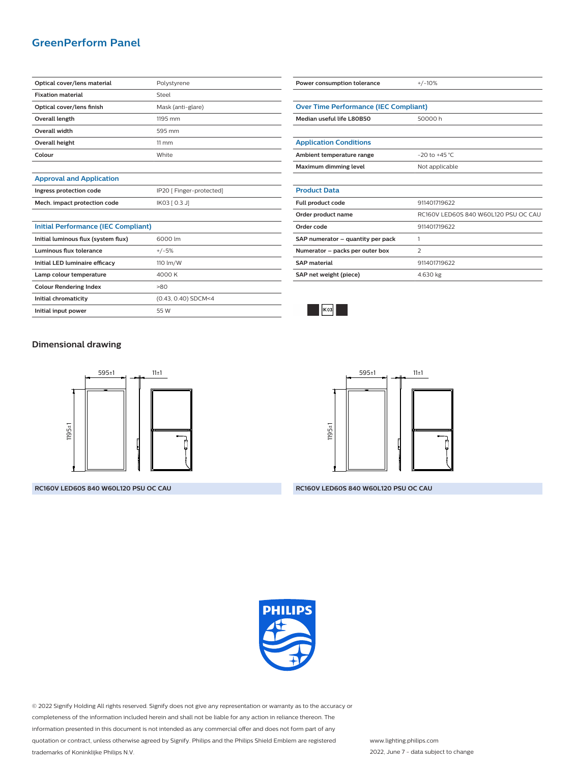## GreenPerform Panel

| | |
|---|---|
| Optical cover/lens material | Polystyrene |
| Fixation material | Steel |
| Optical cover/lens finish | Mask (anti-glare) |
| Overall length | 1195 mm |
| Overall width | 595 mm |
| Overall height | 11 mm |
| Colour | White |

### Approval and Application

| | |
|---|---|
| Ingress protection code | IP20 [ Finger-protected] |
| Mech. impact protection code | IK03 [ 0.3 J] |

### Initial Performance (IEC Compliant)

| | |
|---|---|
| Initial luminous flux (system flux) | 6000 lm |
| Luminous flux tolerance | +/-5% |
| Initial LED luminaire efficacy | 110 lm/W |
| Lamp colour temperature | 4000 K |
| Colour Rendering Index | >80 |
| Initial chromaticity | (0.43, 0.40) SDCM<4 |
| Initial input power | 55 W |
| Power consumption tolerance | +/-10% |

### Over Time Performance (IEC Compliant)

| | |
|---|---|
| Median useful life L80B50 | 50000 h |

### Application Conditions

| | |
|---|---|
| Ambient temperature range | -20 to +45 °C |
| Maximum dimming level | Not applicable |

### Product Data

| | |
|---|---|
| Full product code | 911401719622 |
| Order product name | RC160V LED60S 840 W60L120 PSU OC CAU |
| Order code | 911401719622 |
| SAP numerator – quantity per pack | 1 |
| Numerator – packs per outer box | 2 |
| SAP material | 911401719622 |
| SAP net weight (piece) | 4.630 kg |

IK03

## Dimensional drawing

595±1

11±1

1195±1

RC160V LED60S 840 W60L120 PSU OC CAU

595±1

11±1

1195±1

RC160V LED60S 840 W60L120 PSU OC CAU

PHILIPS

© 2022 Signify Holding All rights reserved. Signify does not give any representation or warranty as to the accuracy or completeness of the information included herein and shall not be liable for any action in reliance thereon. The information presented in this document is not intended as any commercial offer and does not form part of any quotation or contract, unless otherwise agreed by Signify. Philips and the Philips Shield Emblem are registered trademarks of Koninklijke Philips N.V.

www.lighting.philips.com

2022, June 7 - data subject to change